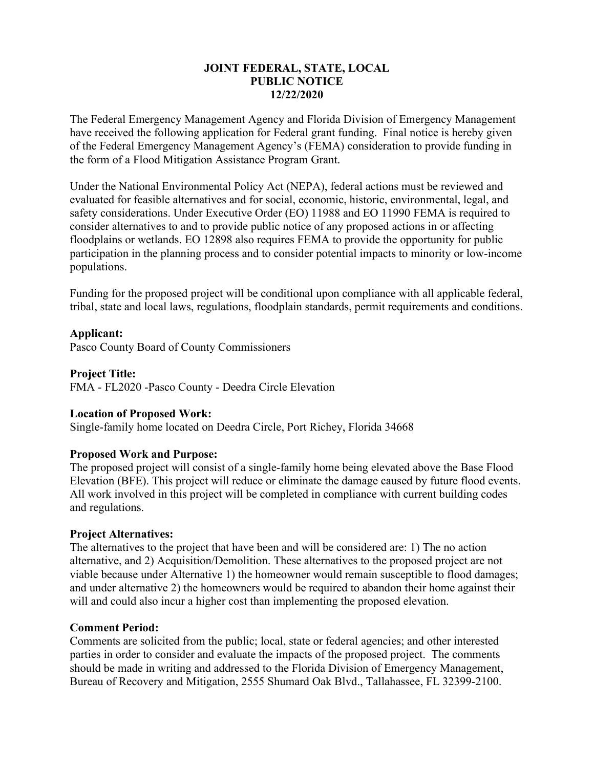**JOINT FEDERAL, STATE, LOCAL**
**PUBLIC NOTICE**
**12/22/2020**

The Federal Emergency Management Agency and Florida Division of Emergency Management have received the following application for Federal grant funding. Final notice is hereby given of the Federal Emergency Management Agency's (FEMA) consideration to provide funding in the form of a Flood Mitigation Assistance Program Grant.

Under the National Environmental Policy Act (NEPA), federal actions must be reviewed and evaluated for feasible alternatives and for social, economic, historic, environmental, legal, and safety considerations. Under Executive Order (EO) 11988 and EO 11990 FEMA is required to consider alternatives to and to provide public notice of any proposed actions in or affecting floodplains or wetlands. EO 12898 also requires FEMA to provide the opportunity for public participation in the planning process and to consider potential impacts to minority or low-income populations.

Funding for the proposed project will be conditional upon compliance with all applicable federal, tribal, state and local laws, regulations, floodplain standards, permit requirements and conditions.

**Applicant:**
Pasco County Board of County Commissioners

**Project Title:**
FMA - FL2020 -Pasco County - Deedra Circle Elevation

**Location of Proposed Work:**
Single-family home located on Deedra Circle, Port Richey, Florida 34668

**Proposed Work and Purpose:**
The proposed project will consist of a single-family home being elevated above the Base Flood Elevation (BFE). This project will reduce or eliminate the damage caused by future flood events. All work involved in this project will be completed in compliance with current building codes and regulations.

**Project Alternatives:**
The alternatives to the project that have been and will be considered are: 1) The no action alternative, and 2) Acquisition/Demolition. These alternatives to the proposed project are not viable because under Alternative 1) the homeowner would remain susceptible to flood damages; and under alternative 2) the homeowners would be required to abandon their home against their will and could also incur a higher cost than implementing the proposed elevation.

**Comment Period:**
Comments are solicited from the public; local, state or federal agencies; and other interested parties in order to consider and evaluate the impacts of the proposed project. The comments should be made in writing and addressed to the Florida Division of Emergency Management, Bureau of Recovery and Mitigation, 2555 Shumard Oak Blvd., Tallahassee, FL 32399-2100.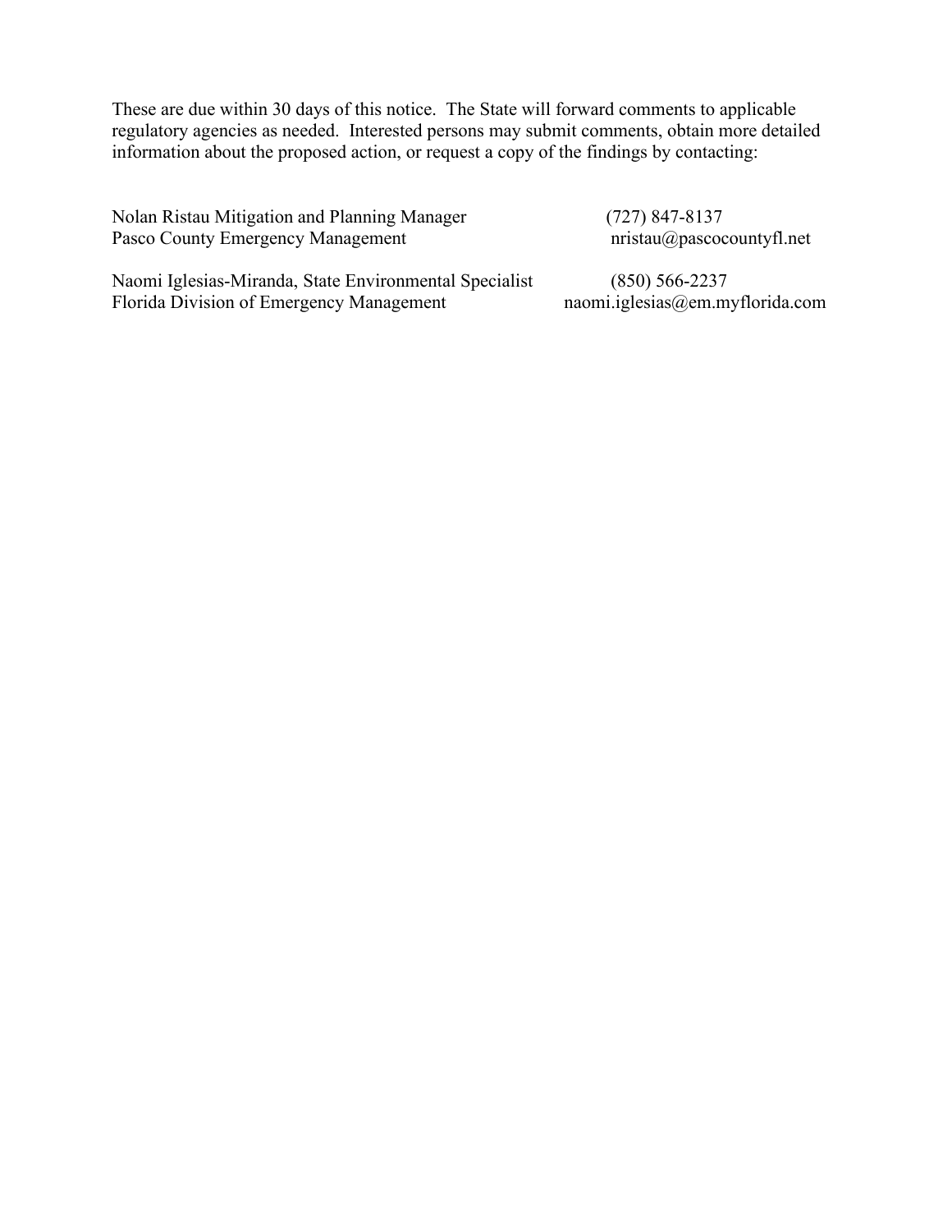These are due within 30 days of this notice. The State will forward comments to applicable regulatory agencies as needed. Interested persons may submit comments, obtain more detailed information about the proposed action, or request a copy of the findings by contacting:

Nolan Ristau Mitigation and Planning Manager (727) 847-8137
Pasco County Emergency Management nristau@pascocountyfl.net

Naomi Iglesias-Miranda, State Environmental Specialist (850) 566-2237
Florida Division of Emergency Management naomi.iglesias@em.myflorida.com